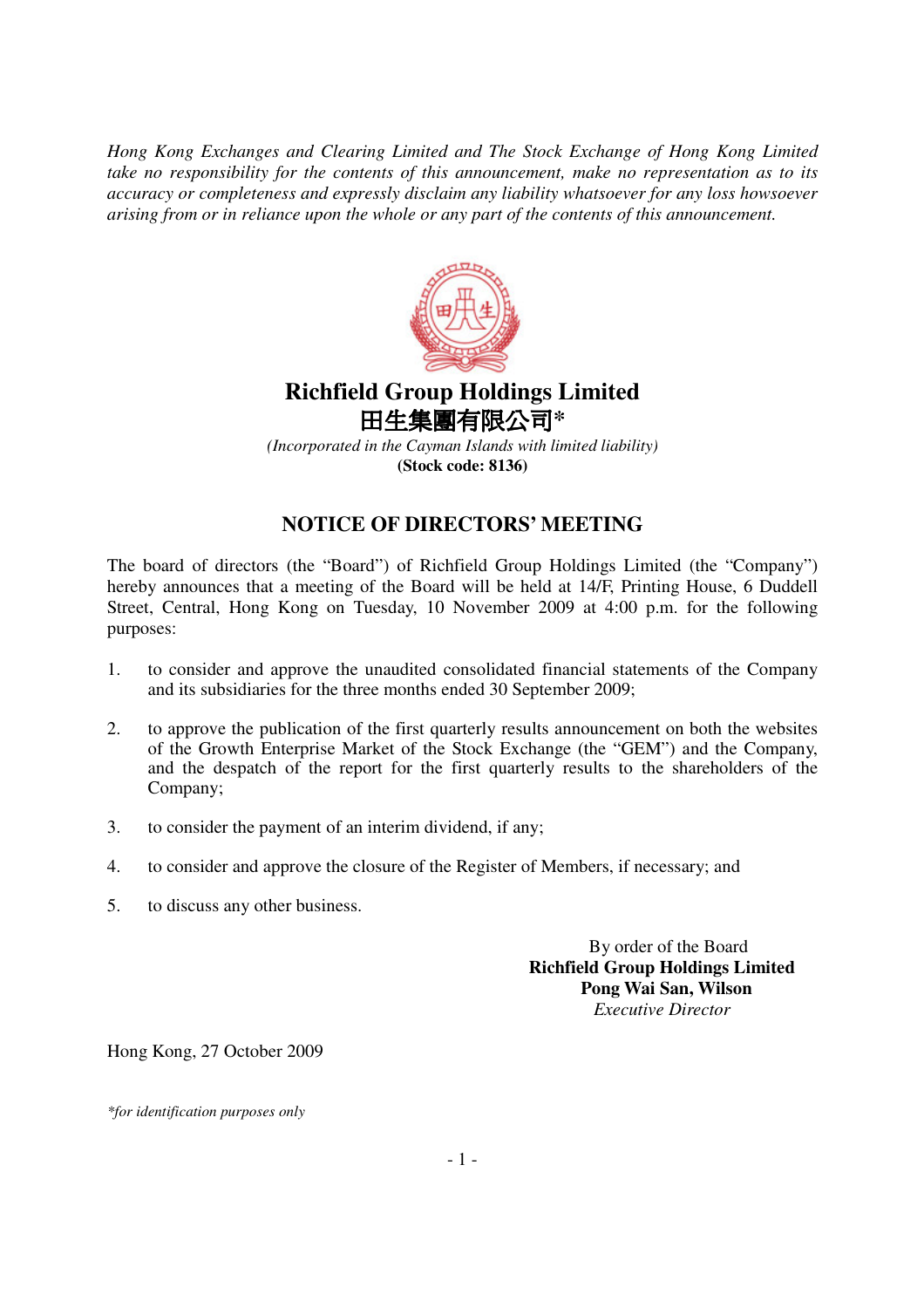*Hong Kong Exchanges and Clearing Limited and The Stock Exchange of Hong Kong Limited take no responsibility for the contents of this announcement, make no representation as to its accuracy or completeness and expressly disclaim any liability whatsoever for any loss howsoever arising from or in reliance upon the whole or any part of the contents of this announcement.*

# Richfield Group Holdings Limited
# 田生集團有限公司*

*(Incorporated in the Cayman Islands with limited liability)*

**(Stock code: 8136)**

## NOTICE OF DIRECTORS' MEETING

The board of directors (the "Board") of Richfield Group Holdings Limited (the "Company") hereby announces that a meeting of the Board will be held at 14/F, Printing House, 6 Duddell Street, Central, Hong Kong on Tuesday, 10 November 2009 at 4:00 p.m. for the following purposes:

1. to consider and approve the unaudited consolidated financial statements of the Company and its subsidiaries for the three months ended 30 September 2009;

2. to approve the publication of the first quarterly results announcement on both the websites of the Growth Enterprise Market of the Stock Exchange (the "GEM") and the Company, and the despatch of the report for the first quarterly results to the shareholders of the Company;

3. to consider the payment of an interim dividend, if any;

4. to consider and approve the closure of the Register of Members, if necessary; and

5. to discuss any other business.

By order of the Board
**Richfield Group Holdings Limited**
**Pong Wai San, Wilson**
*Executive Director*

Hong Kong, 27 October 2009

*\*for identification purposes only*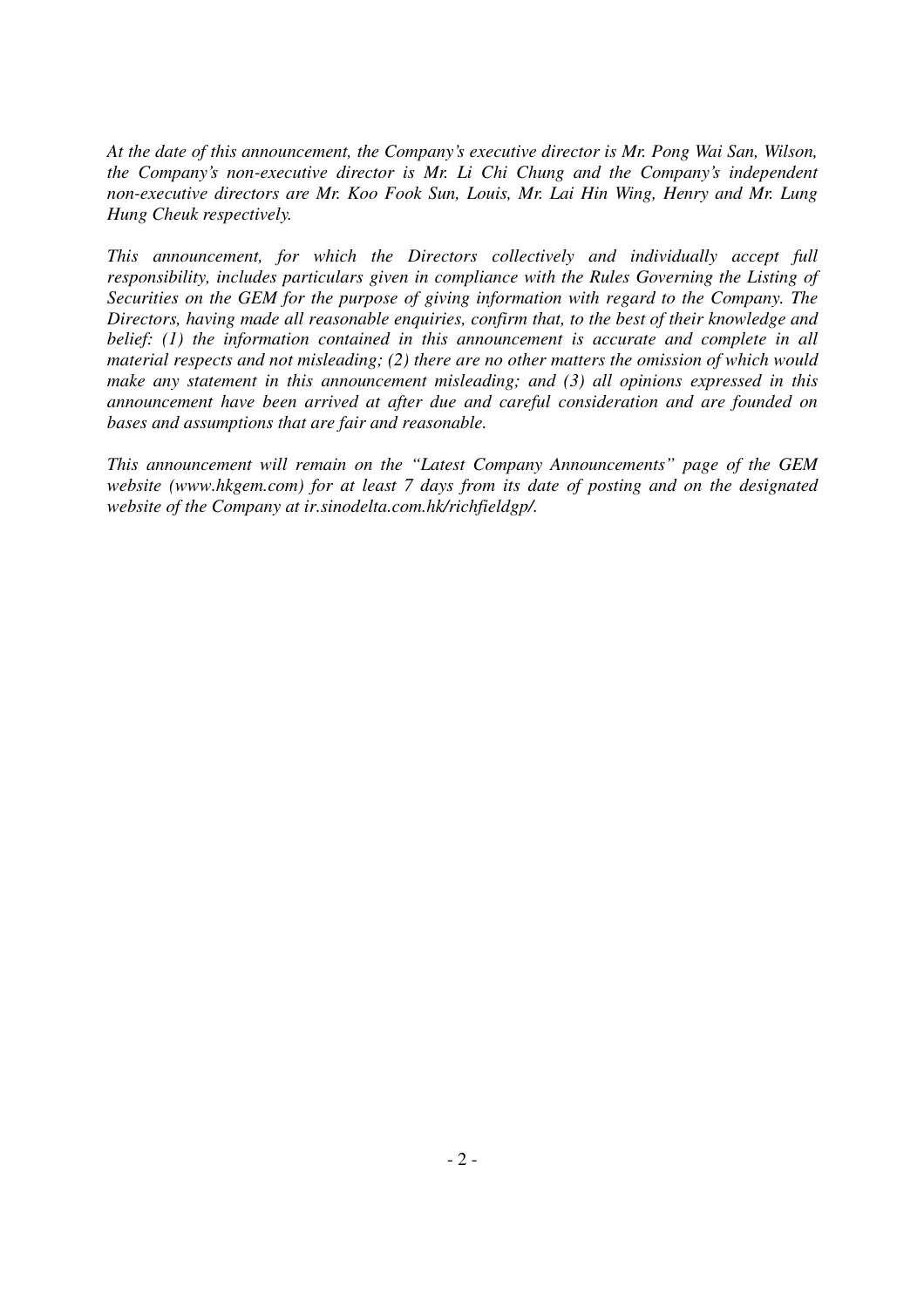*At the date of this announcement, the Company's executive director is Mr. Pong Wai San, Wilson, the Company's non-executive director is Mr. Li Chi Chung and the Company's independent non-executive directors are Mr. Koo Fook Sun, Louis, Mr. Lai Hin Wing, Henry and Mr. Lung Hung Cheuk respectively.*

*This announcement, for which the Directors collectively and individually accept full responsibility, includes particulars given in compliance with the Rules Governing the Listing of Securities on the GEM for the purpose of giving information with regard to the Company. The Directors, having made all reasonable enquiries, confirm that, to the best of their knowledge and belief: (1) the information contained in this announcement is accurate and complete in all material respects and not misleading; (2) there are no other matters the omission of which would make any statement in this announcement misleading; and (3) all opinions expressed in this announcement have been arrived at after due and careful consideration and are founded on bases and assumptions that are fair and reasonable.*

*This announcement will remain on the "Latest Company Announcements" page of the GEM website (www.hkgem.com) for at least 7 days from its date of posting and on the designated website of the Company at ir.sinodelta.com.hk/richfieldgp/.*